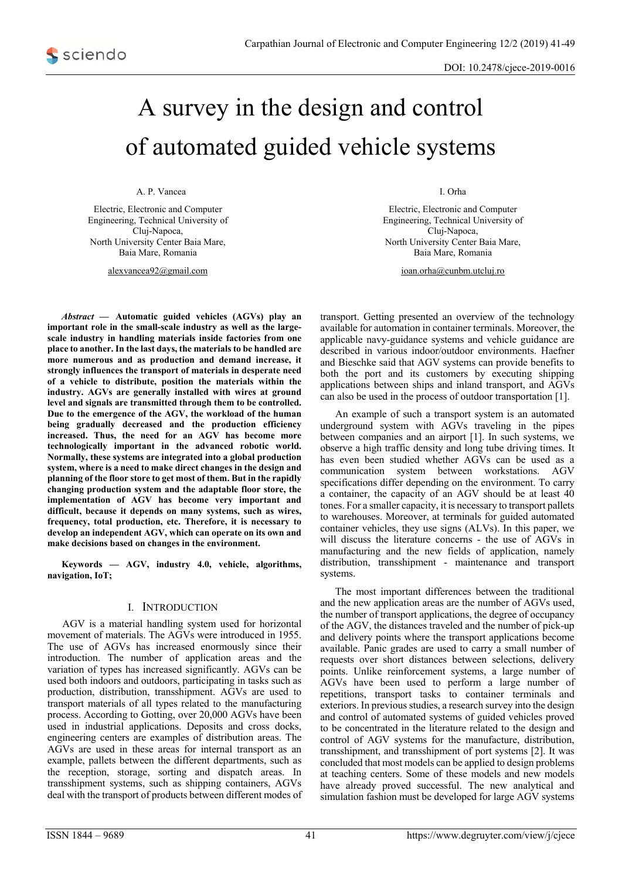# A survey in the design and control of automated guided vehicle systems

A. P. Vancea

Electric, Electronic and Computer Engineering, Technical University of Cluj-Napoca,
North University Center Baia Mare,
Baia Mare, Romania

alexvancea92@gmail.com

I. Orha

Electric, Electronic and Computer Engineering, Technical University of Cluj-Napoca,
North University Center Baia Mare,
Baia Mare, Romania

ioan.orha@cunbm.utcluj.ro

***Abstract* — Automatic guided vehicles (AGVs) play an important role in the small-scale industry as well as the large-scale industry in handling materials inside factories from one place to another. In the last days, the materials to be handled are more numerous and as production and demand increase, it strongly influences the transport of materials in desperate need of a vehicle to distribute, position the materials within the industry. AGVs are generally installed with wires at ground level and signals are transmitted through them to be controlled. Due to the emergence of the AGV, the workload of the human being gradually decreased and the production efficiency increased. Thus, the need for an AGV has become more technologically important in the advanced robotic world. Normally, these systems are integrated into a global production system, where is a need to make direct changes in the design and planning of the floor store to get most of them. But in the rapidly changing production system and the adaptable floor store, the implementation of AGV has become very important and difficult, because it depends on many systems, such as wires, frequency, total production, etc. Therefore, it is necessary to develop an independent AGV, which can operate on its own and make decisions based on changes in the environment.**

**Keywords — AGV, industry 4.0, vehicle, algorithms, navigation, IoT;**

## I. Introduction

AGV is a material handling system used for horizontal movement of materials. The AGVs were introduced in 1955. The use of AGVs has increased enormously since their introduction. The number of application areas and the variation of types has increased significantly. AGVs can be used both indoors and outdoors, participating in tasks such as production, distribution, transshipment. AGVs are used to transport materials of all types related to the manufacturing process. According to Gotting, over 20,000 AGVs have been used in industrial applications. Deposits and cross docks, engineering centers are examples of distribution areas. The AGVs are used in these areas for internal transport as an example, pallets between the different departments, such as the reception, storage, sorting and dispatch areas. In transshipment systems, such as shipping containers, AGVs deal with the transport of products between different modes of transport. Getting presented an overview of the technology available for automation in container terminals. Moreover, the applicable navy-guidance systems and vehicle guidance are described in various indoor/outdoor environments. Haefner and Bieschke said that AGV systems can provide benefits to both the port and its customers by executing shipping applications between ships and inland transport, and AGVs can also be used in the process of outdoor transportation [1].

An example of such a transport system is an automated underground system with AGVs traveling in the pipes between companies and an airport [1]. In such systems, we observe a high traffic density and long tube driving times. It has even been studied whether AGVs can be used as a communication system between workstations. AGV specifications differ depending on the environment. To carry a container, the capacity of an AGV should be at least 40 tones. For a smaller capacity, it is necessary to transport pallets to warehouses. Moreover, at terminals for guided automated container vehicles, they use signs (ALVs). In this paper, we will discuss the literature concerns - the use of AGVs in manufacturing and the new fields of application, namely distribution, transshipment - maintenance and transport systems.

The most important differences between the traditional and the new application areas are the number of AGVs used, the number of transport applications, the degree of occupancy of the AGV, the distances traveled and the number of pick-up and delivery points where the transport applications become available. Panic grades are used to carry a small number of requests over short distances between selections, delivery points. Unlike reinforcement systems, a large number of AGVs have been used to perform a large number of repetitions, transport tasks to container terminals and exteriors. In previous studies, a research survey into the design and control of automated systems of guided vehicles proved to be concentrated in the literature related to the design and control of AGV systems for the manufacture, distribution, transshipment, and transshipment of port systems [2]. It was concluded that most models can be applied to design problems at teaching centers. Some of these models and new models have already proved successful. The new analytical and simulation fashion must be developed for large AGV systems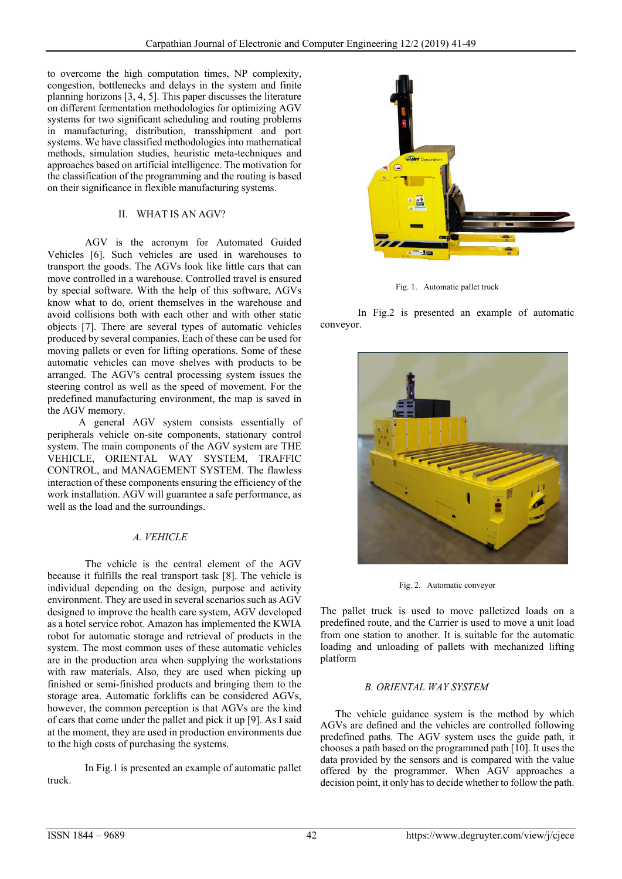to overcome the high computation times, NP complexity, congestion, bottlenecks and delays in the system and finite planning horizons [3, 4, 5]. This paper discusses the literature on different fermentation methodologies for optimizing AGV systems for two significant scheduling and routing problems in manufacturing, distribution, transshipment and port systems. We have classified methodologies into mathematical methods, simulation studies, heuristic meta-techniques and approaches based on artificial intelligence. The motivation for the classification of the programming and the routing is based on their significance in flexible manufacturing systems.

## II. WHAT IS AN AGV?

AGV is the acronym for Automated Guided Vehicles [6]. Such vehicles are used in warehouses to transport the goods. The AGVs look like little cars that can move controlled in a warehouse. Controlled travel is ensured by special software. With the help of this software, AGVs know what to do, orient themselves in the warehouse and avoid collisions both with each other and with other static objects [7]. There are several types of automatic vehicles produced by several companies. Each of these can be used for moving pallets or even for lifting operations. Some of these automatic vehicles can move shelves with products to be arranged. The AGV's central processing system issues the steering control as well as the speed of movement. For the predefined manufacturing environment, the map is saved in the AGV memory.

A general AGV system consists essentially of peripherals vehicle on-site components, stationary control system. The main components of the AGV system are THE VEHICLE, ORIENTAL WAY SYSTEM, TRAFFIC CONTROL, and MANAGEMENT SYSTEM. The flawless interaction of these components ensuring the efficiency of the work installation. AGV will guarantee a safe performance, as well as the load and the surroundings.

### *A. VEHICLE*

The vehicle is the central element of the AGV because it fulfills the real transport task [8]. The vehicle is individual depending on the design, purpose and activity environment. They are used in several scenarios such as AGV designed to improve the health care system, AGV developed as a hotel service robot. Amazon has implemented the KWIA robot for automatic storage and retrieval of products in the system. The most common uses of these automatic vehicles are in the production area when supplying the workstations with raw materials. Also, they are used when picking up finished or semi-finished products and bringing them to the storage area. Automatic forklifts can be considered AGVs, however, the common perception is that AGVs are the kind of cars that come under the pallet and pick it up [9]. As I said at the moment, they are used in production environments due to the high costs of purchasing the systems.

In Fig.1 is presented an example of automatic pallet truck.

Fig. 1. Automatic pallet truck

In Fig.2 is presented an example of automatic conveyor.

Fig. 2. Automatic conveyor

The pallet truck is used to move palletized loads on a predefined route, and the Carrier is used to move a unit load from one station to another. It is suitable for the automatic loading and unloading of pallets with mechanized lifting platform

### *B. ORIENTAL WAY SYSTEM*

The vehicle guidance system is the method by which AGVs are defined and the vehicles are controlled following predefined paths. The AGV system uses the guide path, it chooses a path based on the programmed path [10]. It uses the data provided by the sensors and is compared with the value offered by the programmer. When AGV approaches a decision point, it only has to decide whether to follow the path.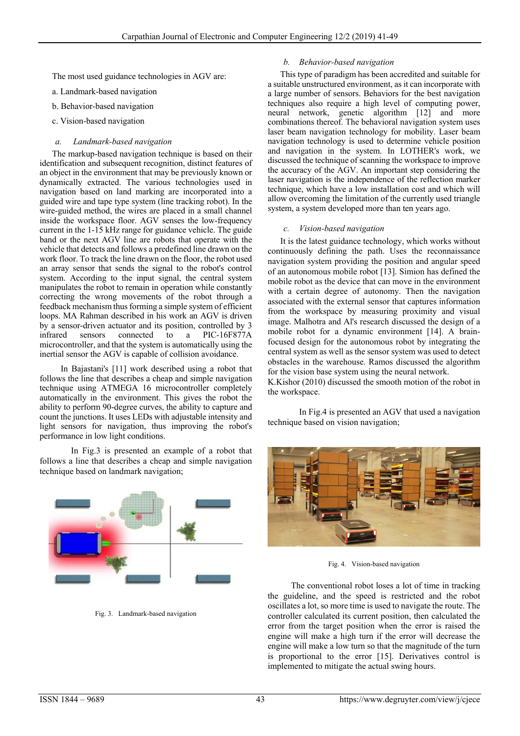The most used guidance technologies in AGV are:

a. Landmark-based navigation

b. Behavior-based navigation

c. Vision-based navigation

### *a. Landmark-based navigation*

The markup-based navigation technique is based on their identification and subsequent recognition, distinct features of an object in the environment that may be previously known or dynamically extracted. The various technologies used in navigation based on land marking are incorporated into a guided wire and tape type system (line tracking robot). In the wire-guided method, the wires are placed in a small channel inside the workspace floor. AGV senses the low-frequency current in the 1-15 kHz range for guidance vehicle. The guide band or the next AGV line are robots that operate with the vehicle that detects and follows a predefined line drawn on the work floor. To track the line drawn on the floor, the robot used an array sensor that sends the signal to the robot's control system. According to the input signal, the control system manipulates the robot to remain in operation while constantly correcting the wrong movements of the robot through a feedback mechanism thus forming a simple system of efficient loops. MA Rahman described in his work an AGV is driven by a sensor-driven actuator and its position, controlled by 3 infrared sensors connected to a PIC-16F877A microcontroller, and that the system is automatically using the inertial sensor the AGV is capable of collision avoidance.

In Bajastani's [11] work described using a robot that follows the line that describes a cheap and simple navigation technique using ATMEGA 16 microcontroller completely automatically in the environment. This gives the robot the ability to perform 90-degree curves, the ability to capture and count the junctions. It uses LEDs with adjustable intensity and light sensors for navigation, thus improving the robot's performance in low light conditions.

In Fig.3 is presented an example of a robot that follows a line that describes a cheap and simple navigation technique based on landmark navigation;

Fig. 3. Landmark-based navigation

### *b. Behavior-based navigation*

This type of paradigm has been accredited and suitable for a suitable unstructured environment, as it can incorporate with a large number of sensors. Behaviors for the best navigation techniques also require a high level of computing power, neural network, genetic algorithm [12] and more combinations thereof. The behavioral navigation system uses laser beam navigation technology for mobility. Laser beam navigation technology is used to determine vehicle position and navigation in the system. In LOTHER's work, we discussed the technique of scanning the workspace to improve the accuracy of the AGV. An important step considering the laser navigation is the independence of the reflection marker technique, which have a low installation cost and which will allow overcoming the limitation of the currently used triangle system, a system developed more than ten years ago.

### *c. Vision-based navigation*

It is the latest guidance technology, which works without continuously defining the path. Uses the reconnaissance navigation system providing the position and angular speed of an autonomous mobile robot [13]. Simion has defined the mobile robot as the device that can move in the environment with a certain degree of autonomy. Then the navigation associated with the external sensor that captures information from the workspace by measuring proximity and visual image. Malhotra and Al's research discussed the design of a mobile robot for a dynamic environment [14]. A brain-focused design for the autonomous robot by integrating the central system as well as the sensor system was used to detect obstacles in the warehouse. Ramos discussed the algorithm for the vision base system using the neural network.
K.Kishor (2010) discussed the smooth motion of the robot in the workspace.

In Fig.4 is presented an AGV that used a navigation technique based on vision navigation;

Fig. 4. Vision-based navigation

The conventional robot loses a lot of time in tracking the guideline, and the speed is restricted and the robot oscillates a lot, so more time is used to navigate the route. The controller calculated its current position, then calculated the error from the target position when the error is raised the engine will make a high turn if the error will decrease the engine will make a low turn so that the magnitude of the turn is proportional to the error [15]. Derivatives control is implemented to mitigate the actual swing hours.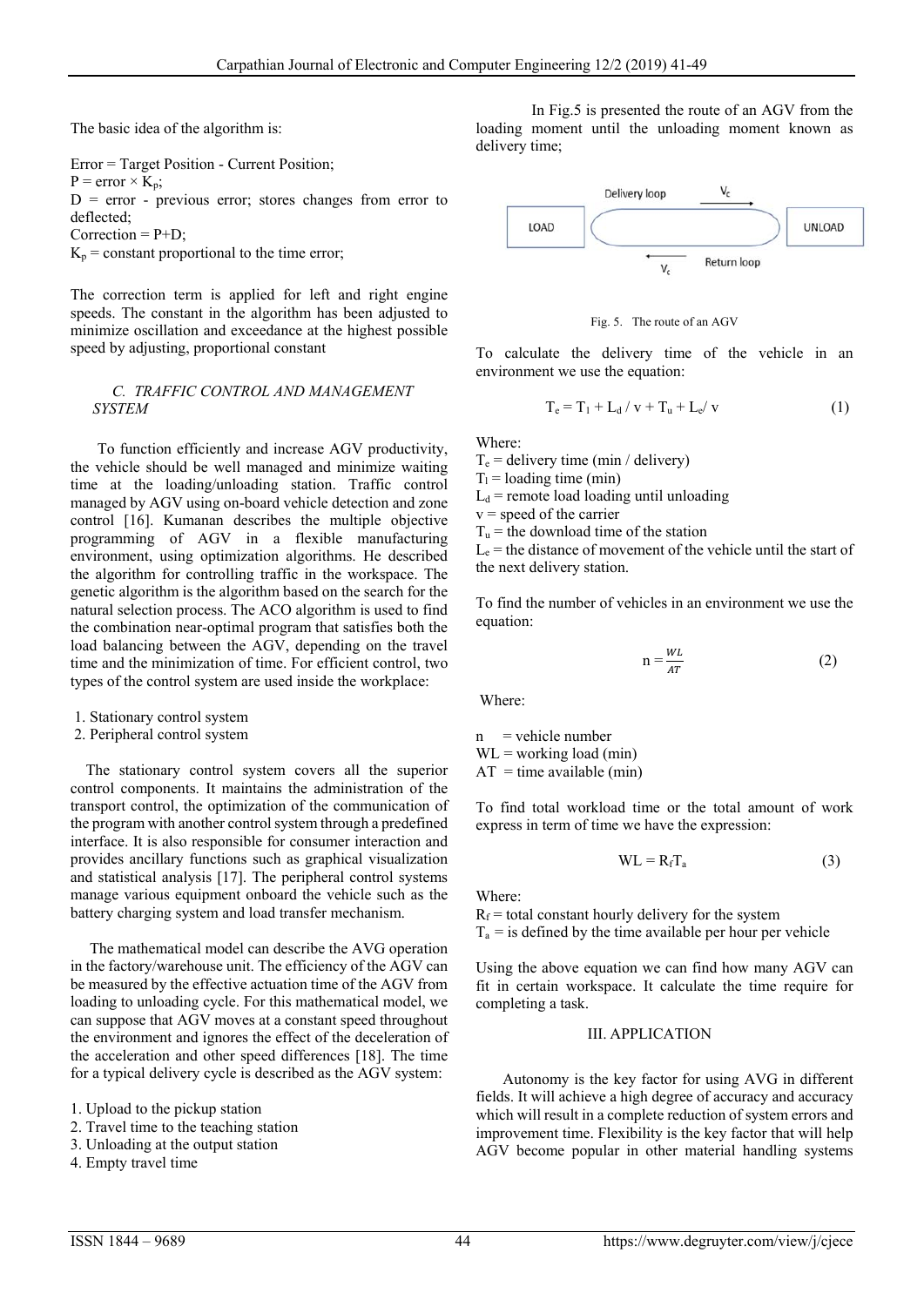The basic idea of the algorithm is:

Error = Target Position - Current Position;
P = error × $K_p$;
D = error - previous error; stores changes from error to deflected;
Correction = P+D;
$K_p$ = constant proportional to the time error;

The correction term is applied for left and right engine speeds. The constant in the algorithm has been adjusted to minimize oscillation and exceedance at the highest possible speed by adjusting, proportional constant

### *C. TRAFFIC CONTROL AND MANAGEMENT SYSTEM*

To function efficiently and increase AGV productivity, the vehicle should be well managed and minimize waiting time at the loading/unloading station. Traffic control managed by AGV using on-board vehicle detection and zone control [16]. Kumanan describes the multiple objective programming of AGV in a flexible manufacturing environment, using optimization algorithms. He described the algorithm for controlling traffic in the workspace. The genetic algorithm is the algorithm based on the search for the natural selection process. The ACO algorithm is used to find the combination near-optimal program that satisfies both the load balancing between the AGV, depending on the travel time and the minimization of time. For efficient control, two types of the control system are used inside the workplace:

1. Stationary control system
2. Peripheral control system

The stationary control system covers all the superior control components. It maintains the administration of the transport control, the optimization of the communication of the program with another control system through a predefined interface. It is also responsible for consumer interaction and provides ancillary functions such as graphical visualization and statistical analysis [17]. The peripheral control systems manage various equipment onboard the vehicle such as the battery charging system and load transfer mechanism.

The mathematical model can describe the AVG operation in the factory/warehouse unit. The efficiency of the AGV can be measured by the effective actuation time of the AGV from loading to unloading cycle. For this mathematical model, we can suppose that AGV moves at a constant speed throughout the environment and ignores the effect of the deceleration of the acceleration and other speed differences [18]. The time for a typical delivery cycle is described as the AGV system:

1. Upload to the pickup station
2. Travel time to the teaching station
3. Unloading at the output station
4. Empty travel time

In Fig.5 is presented the route of an AGV from the loading moment until the unloading moment known as delivery time;

Fig. 5. The route of an AGV

To calculate the delivery time of the vehicle in an environment we use the equation:

$$T_e = T_l + L_d / v + T_u + L_e / v \tag{1}$$

Where:
$T_e$ = delivery time (min / delivery)
$T_l$ = loading time (min)
$L_d$ = remote load loading until unloading
v = speed of the carrier
$T_u$ = the download time of the station
$L_e$ = the distance of movement of the vehicle until the start of the next delivery station.

To find the number of vehicles in an environment we use the equation:

$$n = \frac{WL}{AT} \tag{2}$$

Where:

n = vehicle number
WL = working load (min)
AT = time available (min)

To find total workload time or the total amount of work express in term of time we have the expression:

$$WL = R_f T_a \tag{3}$$

Where:
$R_f$ = total constant hourly delivery for the system
$T_a$ = is defined by the time available per hour per vehicle

Using the above equation we can find how many AGV can fit in certain workspace. It calculate the time require for completing a task.

## III. APPLICATION

Autonomy is the key factor for using AVG in different fields. It will achieve a high degree of accuracy and accuracy which will result in a complete reduction of system errors and improvement time. Flexibility is the key factor that will help AGV become popular in other material handling systems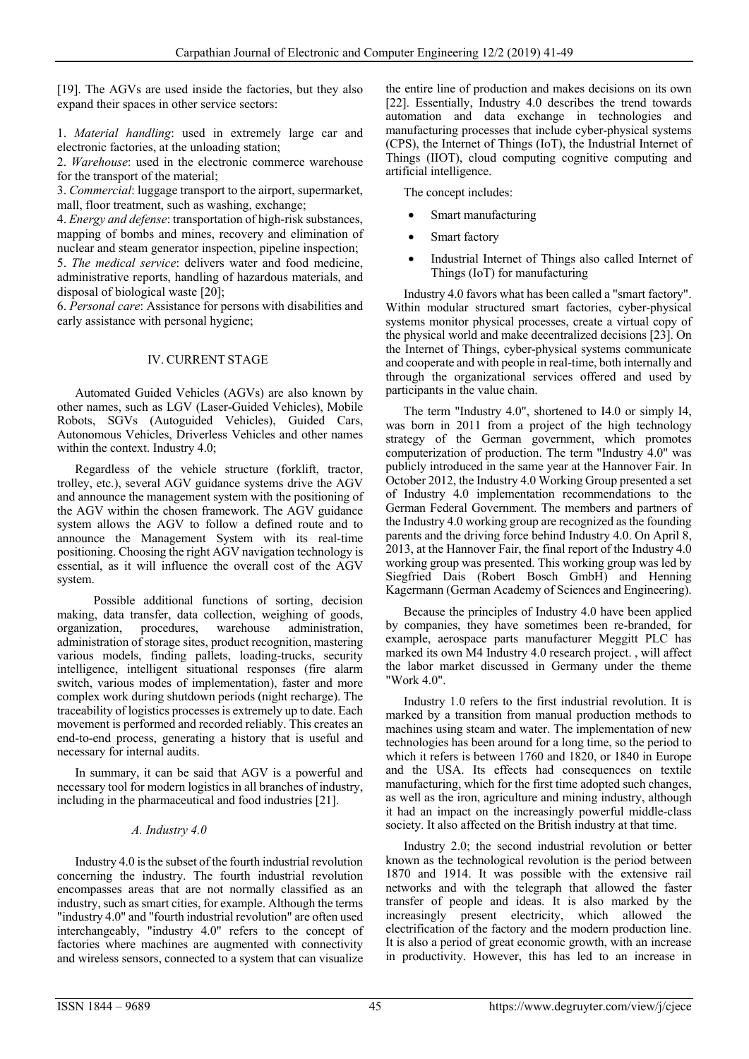[19]. The AGVs are used inside the factories, but they also expand their spaces in other service sectors:

1. *Material handling*: used in extremely large car and electronic factories, at the unloading station;
2. *Warehouse*: used in the electronic commerce warehouse for the transport of the material;
3. *Commercial*: luggage transport to the airport, supermarket, mall, floor treatment, such as washing, exchange;
4. *Energy and defense*: transportation of high-risk substances, mapping of bombs and mines, recovery and elimination of nuclear and steam generator inspection, pipeline inspection;
5. *The medical service*: delivers water and food medicine, administrative reports, handling of hazardous materials, and disposal of biological waste [20];
6. *Personal care*: Assistance for persons with disabilities and early assistance with personal hygiene;

## IV. CURRENT STAGE

Automated Guided Vehicles (AGVs) are also known by other names, such as LGV (Laser-Guided Vehicles), Mobile Robots, SGVs (Autoguided Vehicles), Guided Cars, Autonomous Vehicles, Driverless Vehicles and other names within the context. Industry 4.0;

Regardless of the vehicle structure (forklift, tractor, trolley, etc.), several AGV guidance systems drive the AGV and announce the management system with the positioning of the AGV within the chosen framework. The AGV guidance system allows the AGV to follow a defined route and to announce the Management System with its real-time positioning. Choosing the right AGV navigation technology is essential, as it will influence the overall cost of the AGV system.

Possible additional functions of sorting, decision making, data transfer, data collection, weighing of goods, organization, procedures, warehouse administration, administration of storage sites, product recognition, mastering various models, finding pallets, loading-trucks, security intelligence, intelligent situational responses (fire alarm switch, various modes of implementation), faster and more complex work during shutdown periods (night recharge). The traceability of logistics processes is extremely up to date. Each movement is performed and recorded reliably. This creates an end-to-end process, generating a history that is useful and necessary for internal audits.

In summary, it can be said that AGV is a powerful and necessary tool for modern logistics in all branches of industry, including in the pharmaceutical and food industries [21].

### *A. Industry 4.0*

Industry 4.0 is the subset of the fourth industrial revolution concerning the industry. The fourth industrial revolution encompasses areas that are not normally classified as an industry, such as smart cities, for example. Although the terms "industry 4.0" and "fourth industrial revolution" are often used interchangeably, "industry 4.0" refers to the concept of factories where machines are augmented with connectivity and wireless sensors, connected to a system that can visualize the entire line of production and makes decisions on its own [22]. Essentially, Industry 4.0 describes the trend towards automation and data exchange in technologies and manufacturing processes that include cyber-physical systems (CPS), the Internet of Things (IoT), the Industrial Internet of Things (IIOT), cloud computing cognitive computing and artificial intelligence.

The concept includes:

- Smart manufacturing
- Smart factory
- Industrial Internet of Things also called Internet of Things (IoT) for manufacturing

Industry 4.0 favors what has been called a "smart factory". Within modular structured smart factories, cyber-physical systems monitor physical processes, create a virtual copy of the physical world and make decentralized decisions [23]. On the Internet of Things, cyber-physical systems communicate and cooperate and with people in real-time, both internally and through the organizational services offered and used by participants in the value chain.

The term "Industry 4.0", shortened to I4.0 or simply I4, was born in 2011 from a project of the high technology strategy of the German government, which promotes computerization of production. The term "Industry 4.0" was publicly introduced in the same year at the Hannover Fair. In October 2012, the Industry 4.0 Working Group presented a set of Industry 4.0 implementation recommendations to the German Federal Government. The members and partners of the Industry 4.0 working group are recognized as the founding parents and the driving force behind Industry 4.0. On April 8, 2013, at the Hannover Fair, the final report of the Industry 4.0 working group was presented. This working group was led by Siegfried Dais (Robert Bosch GmbH) and Henning Kagermann (German Academy of Sciences and Engineering).

Because the principles of Industry 4.0 have been applied by companies, they have sometimes been re-branded, for example, aerospace parts manufacturer Meggitt PLC has marked its own M4 Industry 4.0 research project. , will affect the labor market discussed in Germany under the theme "Work 4.0".

Industry 1.0 refers to the first industrial revolution. It is marked by a transition from manual production methods to machines using steam and water. The implementation of new technologies has been around for a long time, so the period to which it refers is between 1760 and 1820, or 1840 in Europe and the USA. Its effects had consequences on textile manufacturing, which for the first time adopted such changes, as well as the iron, agriculture and mining industry, although it had an impact on the increasingly powerful middle-class society. It also affected on the British industry at that time.

Industry 2.0; the second industrial revolution or better known as the technological revolution is the period between 1870 and 1914. It was possible with the extensive rail networks and with the telegraph that allowed the faster transfer of people and ideas. It is also marked by the increasingly present electricity, which allowed the electrification of the factory and the modern production line. It is also a period of great economic growth, with an increase in productivity. However, this has led to an increase in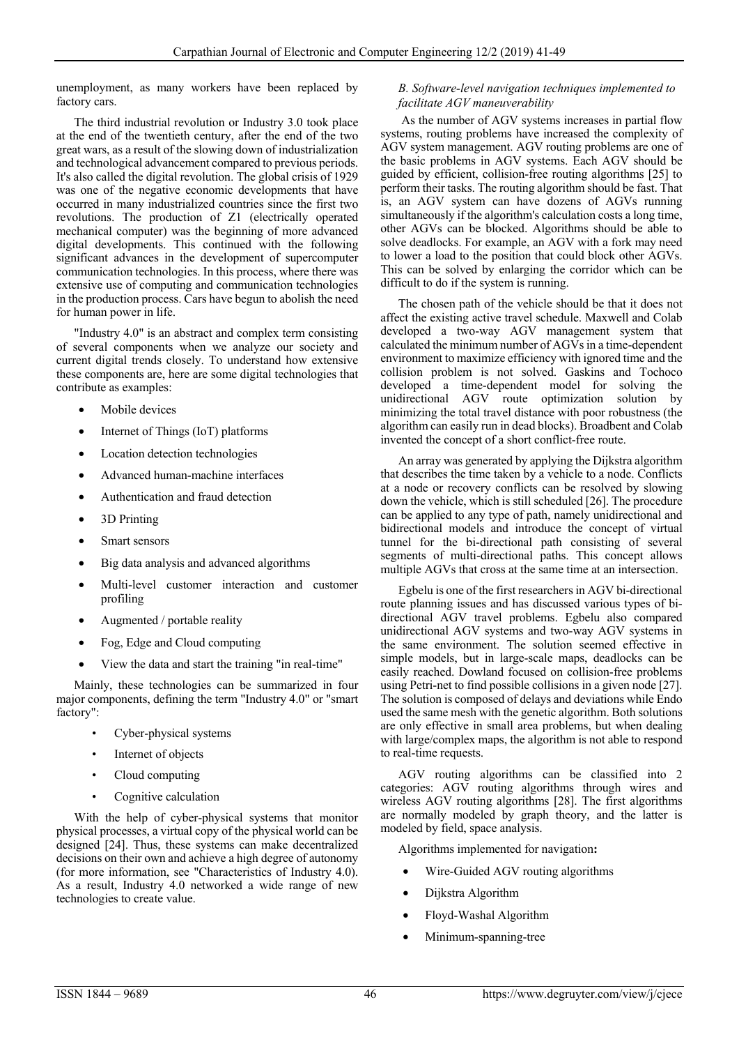unemployment, as many workers have been replaced by factory cars.

The third industrial revolution or Industry 3.0 took place at the end of the twentieth century, after the end of the two great wars, as a result of the slowing down of industrialization and technological advancement compared to previous periods. It's also called the digital revolution. The global crisis of 1929 was one of the negative economic developments that have occurred in many industrialized countries since the first two revolutions. The production of Z1 (electrically operated mechanical computer) was the beginning of more advanced digital developments. This continued with the following significant advances in the development of supercomputer communication technologies. In this process, where there was extensive use of computing and communication technologies in the production process. Cars have begun to abolish the need for human power in life.

"Industry 4.0" is an abstract and complex term consisting of several components when we analyze our society and current digital trends closely. To understand how extensive these components are, here are some digital technologies that contribute as examples:

- Mobile devices
- Internet of Things (IoT) platforms
- Location detection technologies
- Advanced human-machine interfaces
- Authentication and fraud detection
- 3D Printing
- Smart sensors
- Big data analysis and advanced algorithms
- Multi-level customer interaction and customer profiling
- Augmented / portable reality
- Fog, Edge and Cloud computing
- View the data and start the training "in real-time"

Mainly, these technologies can be summarized in four major components, defining the term "Industry 4.0" or "smart factory":

- Cyber-physical systems
- Internet of objects
- Cloud computing
- Cognitive calculation

With the help of cyber-physical systems that monitor physical processes, a virtual copy of the physical world can be designed [24]. Thus, these systems can make decentralized decisions on their own and achieve a high degree of autonomy (for more information, see "Characteristics of Industry 4.0). As a result, Industry 4.0 networked a wide range of new technologies to create value.

### *B. Software-level navigation techniques implemented to facilitate AGV maneuverability*

As the number of AGV systems increases in partial flow systems, routing problems have increased the complexity of AGV system management. AGV routing problems are one of the basic problems in AGV systems. Each AGV should be guided by efficient, collision-free routing algorithms [25] to perform their tasks. The routing algorithm should be fast. That is, an AGV system can have dozens of AGVs running simultaneously if the algorithm's calculation costs a long time, other AGVs can be blocked. Algorithms should be able to solve deadlocks. For example, an AGV with a fork may need to lower a load to the position that could block other AGVs. This can be solved by enlarging the corridor which can be difficult to do if the system is running.

The chosen path of the vehicle should be that it does not affect the existing active travel schedule. Maxwell and Colab developed a two-way AGV management system that calculated the minimum number of AGVs in a time-dependent environment to maximize efficiency with ignored time and the collision problem is not solved. Gaskins and Tochoco developed a time-dependent model for solving the unidirectional AGV route optimization solution by minimizing the total travel distance with poor robustness (the algorithm can easily run in dead blocks). Broadbent and Colab invented the concept of a short conflict-free route.

An array was generated by applying the Dijkstra algorithm that describes the time taken by a vehicle to a node. Conflicts at a node or recovery conflicts can be resolved by slowing down the vehicle, which is still scheduled [26]. The procedure can be applied to any type of path, namely unidirectional and bidirectional models and introduce the concept of virtual tunnel for the bi-directional path consisting of several segments of multi-directional paths. This concept allows multiple AGVs that cross at the same time at an intersection.

Egbelu is one of the first researchers in AGV bi-directional route planning issues and has discussed various types of bi-directional AGV travel problems. Egbelu also compared unidirectional AGV systems and two-way AGV systems in the same environment. The solution seemed effective in simple models, but in large-scale maps, deadlocks can be easily reached. Dowland focused on collision-free problems using Petri-net to find possible collisions in a given node [27]. The solution is composed of delays and deviations while Endo used the same mesh with the genetic algorithm. Both solutions are only effective in small area problems, but when dealing with large/complex maps, the algorithm is not able to respond to real-time requests.

AGV routing algorithms can be classified into 2 categories: AGV routing algorithms through wires and wireless AGV routing algorithms [28]. The first algorithms are normally modeled by graph theory, and the latter is modeled by field, space analysis.

Algorithms implemented for navigation**:**

- Wire-Guided AGV routing algorithms
- Dijkstra Algorithm
- Floyd-Washal Algorithm
- Minimum-spanning-tree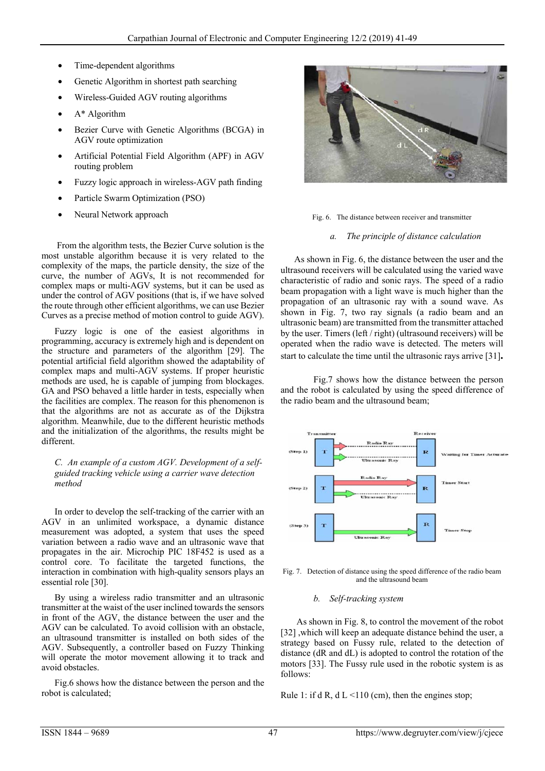- Time-dependent algorithms
- Genetic Algorithm in shortest path searching
- Wireless-Guided AGV routing algorithms
- A* Algorithm
- Bezier Curve with Genetic Algorithms (BCGA) in AGV route optimization
- Artificial Potential Field Algorithm (APF) in AGV routing problem
- Fuzzy logic approach in wireless-AGV path finding
- Particle Swarm Optimization (PSO)
- Neural Network approach

From the algorithm tests, the Bezier Curve solution is the most unstable algorithm because it is very related to the complexity of the maps, the particle density, the size of the curve, the number of AGVs, It is not recommended for complex maps or multi-AGV systems, but it can be used as under the control of AGV positions (that is, if we have solved the route through other efficient algorithms, we can use Bezier Curves as a precise method of motion control to guide AGV).

Fuzzy logic is one of the easiest algorithms in programming, accuracy is extremely high and is dependent on the structure and parameters of the algorithm [29]. The potential artificial field algorithm showed the adaptability of complex maps and multi-AGV systems. If proper heuristic methods are used, he is capable of jumping from blockages. GA and PSO behaved a little harder in tests, especially when the facilities are complex. The reason for this phenomenon is that the algorithms are not as accurate as of the Dijkstra algorithm. Meanwhile, due to the different heuristic methods and the initialization of the algorithms, the results might be different.

### *C. An example of a custom AGV. Development of a self-guided tracking vehicle using a carrier wave detection method*

In order to develop the self-tracking of the carrier with an AGV in an unlimited workspace, a dynamic distance measurement was adopted, a system that uses the speed variation between a radio wave and an ultrasonic wave that propagates in the air. Microchip PIC 18F452 is used as a control core. To facilitate the targeted functions, the interaction in combination with high-quality sensors plays an essential role [30].

By using a wireless radio transmitter and an ultrasonic transmitter at the waist of the user inclined towards the sensors in front of the AGV, the distance between the user and the AGV can be calculated. To avoid collision with an obstacle, an ultrasound transmitter is installed on both sides of the AGV. Subsequently, a controller based on Fuzzy Thinking will operate the motor movement allowing it to track and avoid obstacles.

Fig.6 shows how the distance between the person and the robot is calculated;

Fig. 6. The distance between receiver and transmitter

#### *a. The principle of distance calculation*

As shown in Fig. 6, the distance between the user and the ultrasound receivers will be calculated using the varied wave characteristic of radio and sonic rays. The speed of a radio beam propagation with a light wave is much higher than the propagation of an ultrasonic ray with a sound wave. As shown in Fig. 7, two ray signals (a radio beam and an ultrasonic beam) are transmitted from the transmitter attached by the user. Timers (left / right) (ultrasound receivers) will be operated when the radio wave is detected. The meters will start to calculate the time until the ultrasonic rays arrive [31]**.**

Fig.7 shows how the distance between the person and the robot is calculated by using the speed difference of the radio beam and the ultrasound beam;

Fig. 7. Detection of distance using the speed difference of the radio beam and the ultrasound beam

#### *b. Self-tracking system*

As shown in Fig. 8, to control the movement of the robot [32] ,which will keep an adequate distance behind the user, a strategy based on Fussy rule, related to the detection of distance (dR and dL) is adopted to control the rotation of the motors [33]. The Fussy rule used in the robotic system is as follows:

Rule 1: if d R, d L <110 (cm), then the engines stop;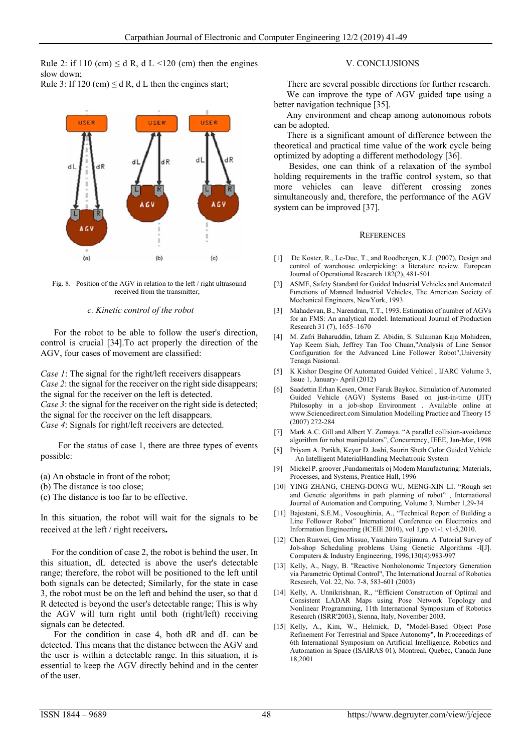Rule 2: if 110 (cm) ≤ d R, d L <120 (cm) then the engines slow down;

Rule 3: If 120 (cm) ≤ d R, d L then the engines start;

Fig. 8. Position of the AGV in relation to the left / right ultrasound received from the transmitter;

### c. Kinetic control of the robot

For the robot to be able to follow the user's direction, control is crucial [34].To act properly the direction of the AGV, four cases of movement are classified:

*Case 1*: The signal for the right/left receivers disappears
*Case 2*: the signal for the receiver on the right side disappears; the signal for the receiver on the left is detected.
*Case 3*: the signal for the receiver on the right side is detected; the signal for the receiver on the left disappears.
*Case 4*: Signals for right/left receivers are detected.

For the status of case 1, there are three types of events possible:

(a) An obstacle in front of the robot;
(b) The distance is too close;
(c) The distance is too far to be effective.

In this situation, the robot will wait for the signals to be received at the left / right receivers**.**

For the condition of case 2, the robot is behind the user. In this situation, dL detected is above the user's detectable range; therefore, the robot will be positioned to the left until both signals can be detected; Similarly, for the state in case 3, the robot must be on the left and behind the user, so that d R detected is beyond the user's detectable range; This is why the AGV will turn right until both (right/left) receiving signals can be detected.

For the condition in case 4, both dR and dL can be detected. This means that the distance between the AGV and the user is within a detectable range. In this situation, it is essential to keep the AGV directly behind and in the center of the user.

## V. CONCLUSIONS

There are several possible directions for further research. We can improve the type of AGV guided tape using a better navigation technique [35].

Any environment and cheap among autonomous robots can be adopted.

There is a significant amount of difference between the theoretical and practical time value of the work cycle being optimized by adopting a different methodology [36].

Besides, one can think of a relaxation of the symbol holding requirements in the traffic control system, so that more vehicles can leave different crossing zones simultaneously and, therefore, the performance of the AGV system can be improved [37].

## REFERENCES

[1] De Koster, R., Le-Duc, T., and Roodbergen, K.J. (2007), Design and control of warehouse orderpicking: a literature review. European Journal of Operational Research 182(2), 481-501.

[2] ASME, Safety Standard for Guided Industrial Vehicles and Automated Functions of Manned Industrial Vehicles, The American Society of Mechanical Engineers, NewYork, 1993.

[3] Mahadevan, B., Narendran, T.T., 1993. Estimation of number of AGVs for an FMS: An analytical model. International Journal of Production Research 31 (7), 1655–1670

[4] M. Zafri Baharuddin, Izham Z. Abidin, S. Sulaiman Kaja Mohideen, Yap Keem Siah, Jeffrey Tan Too Chuan,"Analysis of Line Sensor Configuration for the Advanced Line Follower Robot",University Tenaga Nasional.

[5] K Kishor Desgine Of Automated Guided Vehicel , IJARC Volume 3, Issue 1, January- April (2012)

[6] Saadettin Erhan Kesen, Omer Faruk Baykoc. Simulation of Automated Guided Vehicle (AGV) Systems Based on just-in-time (JIT) Philosophy in a job-shop Environment . Available online at www.Sciencedirect.com Simulation Modelling Practice and Theory 15 (2007) 272-284

[7] Mark A.C. Gill and Albert Y. Zomaya. "A parallel collision-avoidance algorithm for robot manipulators", Concurrency, IEEE, Jan-Mar, 1998

[8] Priyam A. Parikh, Keyur D. Joshi, Saurin Sheth Color Guided Vehicle – An Intelligent MaterialHandling Mechatronic System

[9] Mickel P. groover ,Fundamentals oj Modem Manufacturing: Materials, Processes, and Systems, Prentice Hall, 1996

[10] YING ZHANG, CHENG-DONG WU, MENG-XIN LI. "Rough set and Genetic algorithms in path planning of robot" , International Journal of Automation and Computing, Volume 3, Number 1,29-34

[11] Bajestani, S.E.M., Vosoughinia, A., "Technical Report of Building a Line Follower Robot" International Conference on Electronics and Information Engineering (ICEIE 2010), vol 1,pp v1-1 v1-5,2010.

[12] Chen Runwei, Gen Missuo, Yasuhiro Tsujimura. A Tutorial Survey of Job-shop Scheduling problems Using Genetic Algorithms -I[J]. Computers & Industry Engineering, 1996,130(4):983-997

[13] Kelly, A., Nagy, B. "Reactive Nonholonomic Trajectory Generation via Parametric Optimal Control", The International Journal of Robotics Research, Vol. 22, No. 7-8, 583-601 (2003)

[14] Kelly, A. Unnikrishnan, R., "Efficient Construction of Optimal and Consistent LADAR Maps using Pose Network Topology and Nonlinear Programming, 11th International Symposium of Robotics Research (ISRR'2003), Sienna, Italy, November 2003.

[15] Kelly, A., Kim, W., Helmick, D, "Model-Based Object Pose Refinement For Terrestrial and Space Autonomy", In Proceeedings of 6th International Symposium on Artificial Intelligence, Robotics and Automation in Space (ISAIRAS 01), Montreal, Quebec, Canada June 18,2001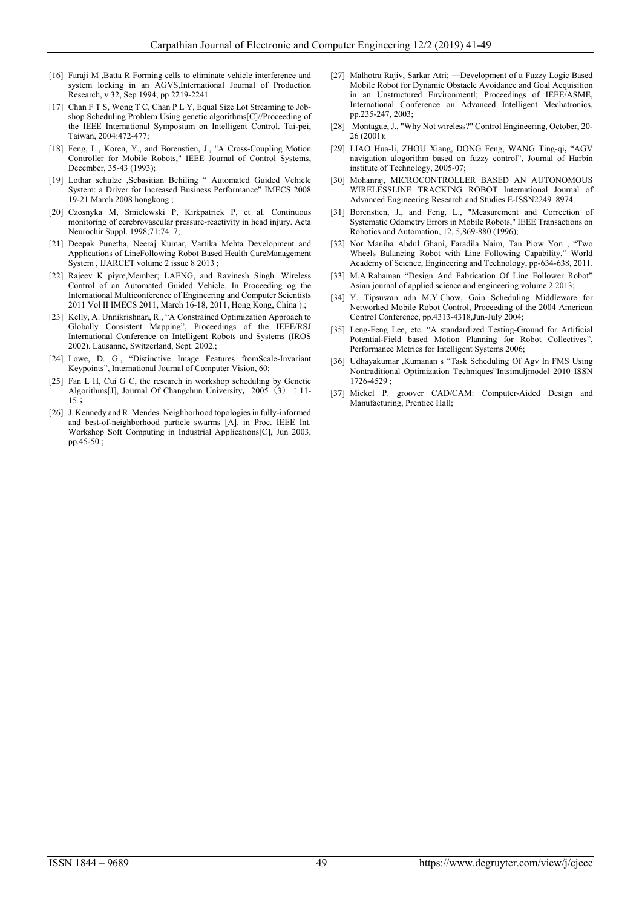[16] Faraji M ,Batta R Forming cells to eliminate vehicle interference and system locking in an AGVS,International Journal of Production Research, v 32, Sep 1994, pp 2219-2241

[17] Chan F T S, Wong T C, Chan P L Y, Equal Size Lot Streaming to Job-shop Scheduling Problem Using genetic algorithms[C]//Proceeding of the IEEE International Symposium on Intelligent Control. Tai-pei, Taiwan, 2004:472-477;

[18] Feng, L., Koren, Y., and Borenstien, J., "A Cross-Coupling Motion Controller for Mobile Robots," IEEE Journal of Control Systems, December, 35-43 (1993);

[19] Lothar schulze ,Sebasitian Behiling " Automated Guided Vehicle System: a Driver for Increased Business Performance" IMECS 2008 19-21 March 2008 hongkong ;

[20] Czosnyka M, Smielewski P, Kirkpatrick P, et al. Continuous monitoring of cerebrovascular pressure-reactivity in head injury. Acta Neurochir Suppl. 1998;71:74–7;

[21] Deepak Punetha, Neeraj Kumar, Vartika Mehta Development and Applications of LineFollowing Robot Based Health CareManagement System , IJARCET volume 2 issue 8 2013 ;

[22] Rajeev K piyre,Member; LAENG, and Ravinesh Singh. Wireless Control of an Automated Guided Vehicle. In Proceeding og the International Multiconference of Engineering and Computer Scientists 2011 Vol II IMECS 2011, March 16-18, 2011, Hong Kong, China ).;

[23] Kelly, A. Unnikrishnan, R., "A Constrained Optimization Approach to Globally Consistent Mapping", Proceedings of the IEEE/RSJ International Conference on Intelligent Robots and Systems (IROS 2002). Lausanne, Switzerland, Sept. 2002.;

[24] Lowe, D. G., "Distinctive Image Features fromScale-Invariant Keypoints", International Journal of Computer Vision, 60;

[25] Fan L H, Cui G C, the research in workshop scheduling by Genetic Algorithms[J], Journal Of Changchun University, 2005（3）：11-15；

[26] J. Kennedy and R. Mendes. Neighborhood topologies in fully-informed and best-of-neighborhood particle swarms [A]. in Proc. IEEE Int. Workshop Soft Computing in Industrial Applications[C], Jun 2003, pp.45-50.;

[27] Malhotra Rajiv, Sarkar Atri; ―Development of a Fuzzy Logic Based Mobile Robot for Dynamic Obstacle Avoidance and Goal Acquisition in an Unstructured Environmentl; Proceedings of IEEE/ASME, International Conference on Advanced Intelligent Mechatronics, pp.235-247, 2003;

[28] Montague, J., "Why Not wireless?" Control Engineering, October, 20-26 (2001);

[29] LIAO Hua-li, ZHOU Xiang, DONG Feng, WANG Ting-qi, "AGV navigation alogorithm based on fuzzy control", Journal of Harbin institute of Technology, 2005-07;

[30] Mohanraj, MICROCONTROLLER BASED AN AUTONOMOUS WIRELESSLINE TRACKING ROBOT International Journal of Advanced Engineering Research and Studies E-ISSN2249–8974.

[31] Borenstien, J., and Feng, L., "Measurement and Correction of Systematic Odometry Errors in Mobile Robots," IEEE Transactions on Robotics and Automation, 12, 5,869-880 (1996);

[32] Nor Maniha Abdul Ghani, Faradila Naim, Tan Piow Yon , "Two Wheels Balancing Robot with Line Following Capability," World Academy of Science, Engineering and Technology, pp-634-638, 2011.

[33] M.A.Rahaman "Design And Fabrication Of Line Follower Robot" Asian journal of applied science and engineering volume 2 2013;

[34] Y. Tipsuwan adn M.Y.Chow, Gain Scheduling Middleware for Networked Mobile Robot Control, Proceeding of the 2004 American Control Conference, pp.4313-4318,Jun-July 2004;

[35] Leng-Feng Lee, etc. "A standardized Testing-Ground for Artificial Potential-Field based Motion Planning for Robot Collectives", Performance Metrics for Intelligent Systems 2006;

[36] Udhayakumar ,Kumanan s "Task Scheduling Of Agv In FMS Using Nontraditional Optimization Techniques"Intsimuljmodel 2010 ISSN 1726-4529 ;

[37] Mickel P. groover CAD/CAM: Computer-Aided Design and Manufacturing, Prentice Hall;